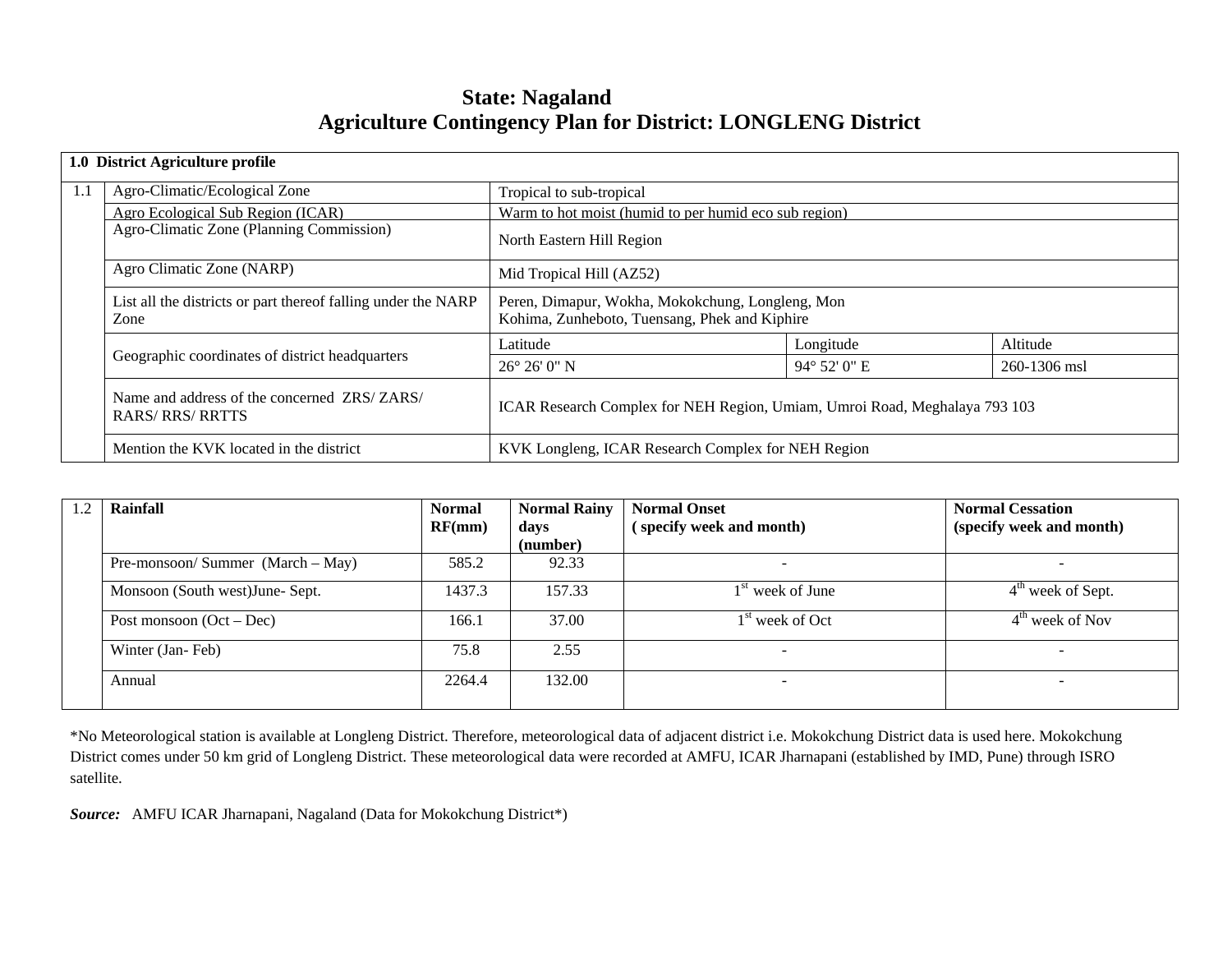# State: Nagaland
## Agriculture Contingency Plan for District: LONGLENG District

| 1.0 District Agriculture profile | | | | |
|---|---|---|---|---|
| 1.1 | Agro-Climatic/Ecological Zone | Tropical to sub-tropical | | |
| | Agro Ecological Sub Region (ICAR) | Warm to hot moist (humid to per humid eco sub region) | | |
| | Agro-Climatic Zone (Planning Commission) | North Eastern Hill Region | | |
| | Agro Climatic Zone (NARP) | Mid Tropical Hill (AZ52) | | |
| | List all the districts or part thereof falling under the NARP Zone | Peren, Dimapur, Wokha, Mokokchung, Longleng, Mon Kohima, Zunheboto, Tuensang, Phek and Kiphire | | |
| | Geographic coordinates of district headquarters | Latitude | Longitude | Altitude |
| | | 26° 26' 0" N | 94° 52' 0" E | 260-1306 msl |
| | Name and address of the concerned ZRS/ ZARS/ RARS/ RRS/ RRTTS | ICAR Research Complex for NEH Region, Umiam, Umroi Road, Meghalaya 793 103 | | |
| | Mention the KVK located in the district | KVK Longleng, ICAR Research Complex for NEH Region | | |

| 1.2 | Rainfall | Normal RF(mm) | Normal Rainy days (number) | Normal Onset ( specify week and month) | Normal Cessation (specify week and month) |
|---|---|---|---|---|---|
| | Pre-monsoon/ Summer (March – May) | 585.2 | 92.33 | - | - |
| | Monsoon (South west)June- Sept. | 1437.3 | 157.33 | 1st week of June | 4th week of Sept. |
| | Post monsoon (Oct – Dec) | 166.1 | 37.00 | 1st week of Oct | 4th week of Nov |
| | Winter (Jan- Feb) | 75.8 | 2.55 | - | - |
| | Annual | 2264.4 | 132.00 | - | - |

*No Meteorological station is available at Longleng District. Therefore, meteorological data of adjacent district i.e. Mokokchung District data is used here. Mokokchung District comes under 50 km grid of Longleng District. These meteorological data were recorded at AMFU, ICAR Jharnapani (established by IMD, Pune) through ISRO satellite.

***Source:*** AMFU ICAR Jharnapani, Nagaland (Data for Mokokchung District*)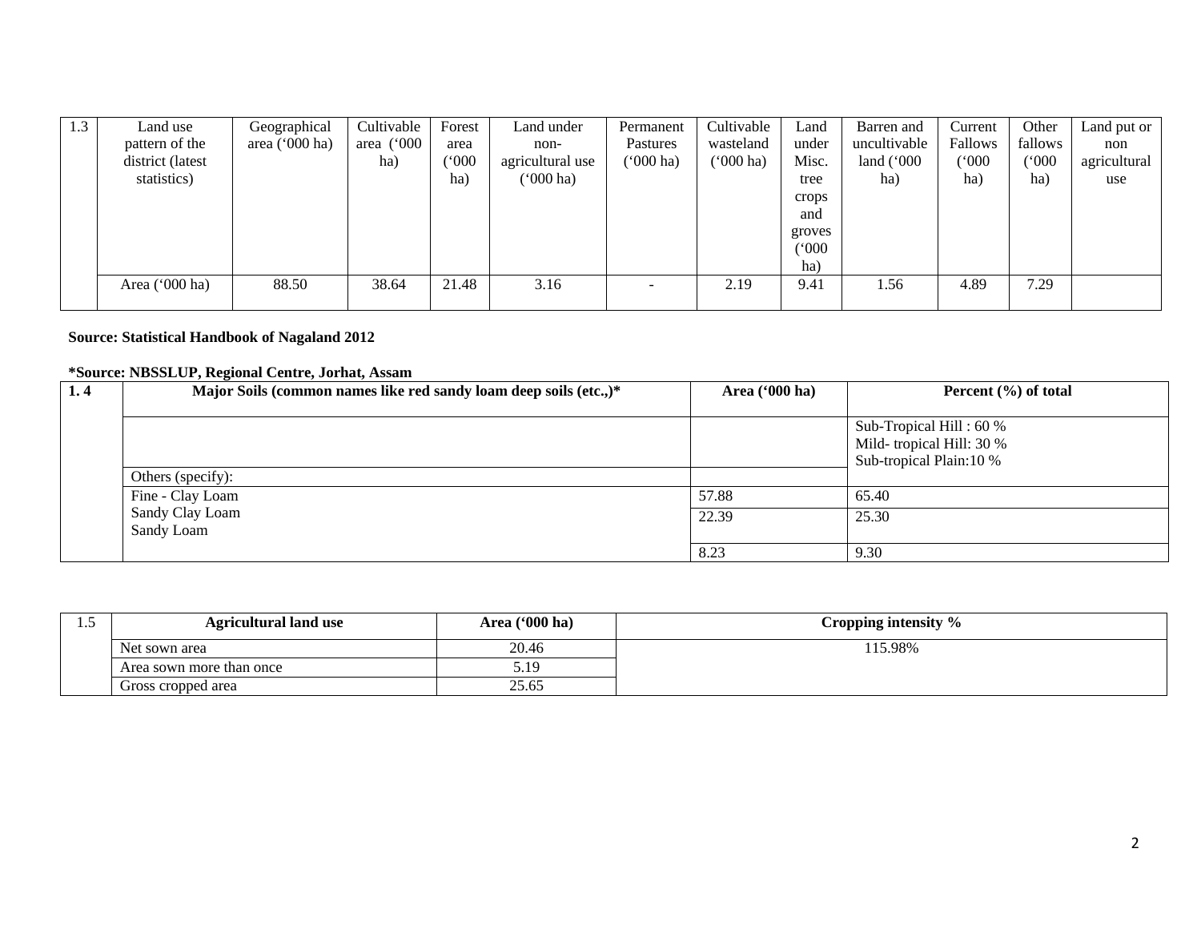| 1.3 | Land use pattern of the district (latest statistics) | Geographical area ('000 ha) | Cultivable area ('000 ha) | Forest area ('000 ha) | Land under non-agricultural use ('000 ha) | Permanent Pastures ('000 ha) | Cultivable wasteland ('000 ha) | Land under Misc. tree crops and groves ('000 ha) | Barren and uncultivable land ('000 ha) | Current Fallows ('000 ha) | Other fallows ('000 ha) | Land put or non agricultural use |
|---|---|---|---|---|---|---|---|---|---|---|---|---|
| | Area ('000 ha) | 88.50 | 38.64 | 21.48 | 3.16 | - | 2.19 | 9.41 | 1.56 | 4.89 | 7.29 | |

**Source: Statistical Handbook of Nagaland 2012**

**\*Source: NBSSLUP, Regional Centre, Jorhat, Assam**

| 1. 4 | Major Soils (common names like red sandy loam deep soils (etc.,)* | Area ('000 ha) | Percent (%) of total |
|---|---|---|---|
| | | | Sub-Tropical Hill : 60 %<br>Mild- tropical Hill: 30 %<br>Sub-tropical Plain:10 % |
| | Others (specify): | | |
| | Fine - Clay Loam | 57.88 | 65.40 |
| | Sandy Clay Loam | 22.39 | 25.30 |
| | Sandy Loam | 8.23 | 9.30 |

| 1.5 | Agricultural land use | Area ('000 ha) | Cropping intensity % |
|---|---|---|---|
| | Net sown area | 20.46 | 115.98% |
| | Area sown more than once | 5.19 | |
| | Gross cropped area | 25.65 | |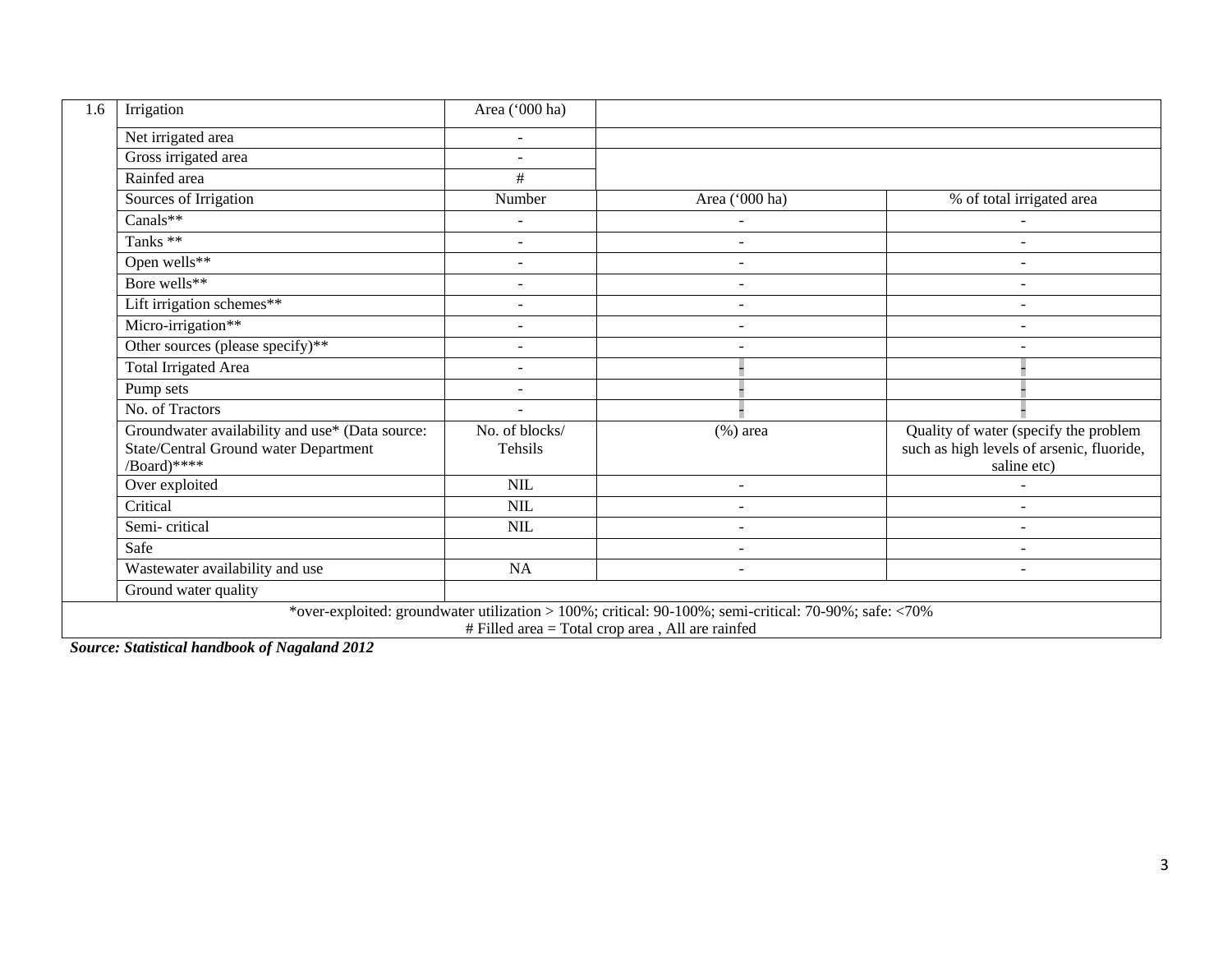| 1.6 | Irrigation | Area ('000 ha) | | |
|---|---|---|---|---|
| | Net irrigated area | - | | |
| | Gross irrigated area | - | | |
| | Rainfed area | # | | |
| | Sources of Irrigation | Number | Area ('000 ha) | % of total irrigated area |
| | Canals** | - | - | - |
| | Tanks ** | - | - | - |
| | Open wells** | - | - | - |
| | Bore wells** | - | - | - |
| | Lift irrigation schemes** | - | - | - |
| | Micro-irrigation** | - | - | - |
| | Other sources (please specify)** | - | - | - |
| | Total Irrigated Area | - | - | - |
| | Pump sets | - | - | - |
| | No. of Tractors | - | - | - |
| | Groundwater availability and use* (Data source: State/Central Ground water Department /Board)**** | No. of blocks/ Tehsils | (%) area | Quality of water (specify the problem such as high levels of arsenic, fluoride, saline etc) |
| | Over exploited | NIL | - | - |
| | Critical | NIL | - | - |
| | Semi- critical | NIL | - | - |
| | Safe | | - | - |
| | Wastewater availability and use | NA | - | - |
| | Ground water quality | | | |
| *over-exploited: groundwater utilization > 100%; critical: 90-100%; semi-critical: 70-90%; safe: <70%<br># Filled area = Total crop area , All are rainfed | | | | |

***Source: Statistical handbook of Nagaland 2012***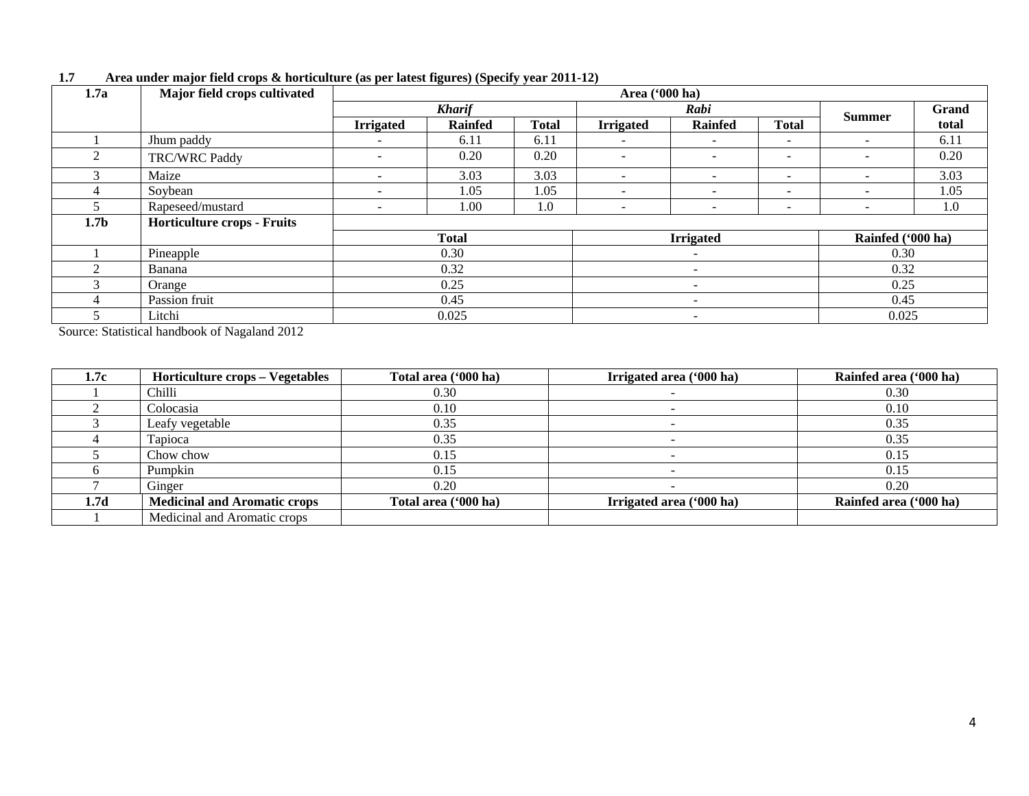**1.7 Area under major field crops & horticulture (as per latest figures) (Specify year 2011-12)**

| 1.7a | Major field crops cultivated | Area ('000 ha) | | | | | | | |
|---|---|---|---|---|---|---|---|---|---|
| | | *Kharif* | | | *Rabi* | | | Summer | Grand total |
| | | Irrigated | Rainfed | Total | Irrigated | Rainfed | Total | | |
| 1 | Jhum paddy | - | 6.11 | 6.11 | - | - | - | - | 6.11 |
| 2 | TRC/WRC Paddy | - | 0.20 | 0.20 | - | - | - | - | 0.20 |
| 3 | Maize | - | 3.03 | 3.03 | - | - | - | - | 3.03 |
| 4 | Soybean | - | 1.05 | 1.05 | - | - | - | - | 1.05 |
| 5 | Rapeseed/mustard | - | 1.00 | 1.0 | - | - | - | - | 1.0 |

| 1.7b | Horticulture crops - Fruits | Total | Irrigated | Rainfed ('000 ha) |
|---|---|---|---|---|
| 1 | Pineapple | 0.30 | - | 0.30 |
| 2 | Banana | 0.32 | - | 0.32 |
| 3 | Orange | 0.25 | - | 0.25 |
| 4 | Passion fruit | 0.45 | - | 0.45 |
| 5 | Litchi | 0.025 | - | 0.025 |

Source: Statistical handbook of Nagaland 2012

| 1.7c | Horticulture crops – Vegetables | Total area ('000 ha) | Irrigated area ('000 ha) | Rainfed area ('000 ha) |
|---|---|---|---|---|
| 1 | Chilli | 0.30 | - | 0.30 |
| 2 | Colocasia | 0.10 | - | 0.10 |
| 3 | Leafy vegetable | 0.35 | - | 0.35 |
| 4 | Tapioca | 0.35 | - | 0.35 |
| 5 | Chow chow | 0.15 | - | 0.15 |
| 6 | Pumpkin | 0.15 | - | 0.15 |
| 7 | Ginger | 0.20 | - | 0.20 |
| **1.7d** | **Medicinal and Aromatic crops** | **Total area ('000 ha)** | **Irrigated area ('000 ha)** | **Rainfed area ('000 ha)** |
| 1 | Medicinal and Aromatic crops | | | |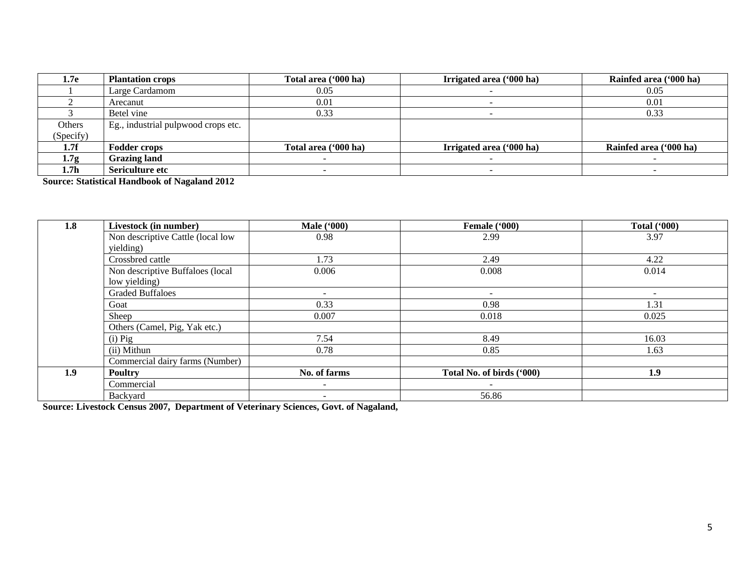| 1.7e | Plantation crops | Total area ('000 ha) | Irrigated area ('000 ha) | Rainfed area ('000 ha) |
|---|---|---|---|---|
| 1 | Large Cardamom | 0.05 | - | 0.05 |
| 2 | Arecanut | 0.01 | - | 0.01 |
| 3 | Betel vine | 0.33 | - | 0.33 |
| Others (Specify) | Eg., industrial pulpwood crops etc. | | | |
| **1.7f** | **Fodder crops** | **Total area ('000 ha)** | **Irrigated area ('000 ha)** | **Rainfed area ('000 ha)** |
| **1.7g** | **Grazing land** | - | - | - |
| **1.7h** | **Sericulture etc** | - | - | - |

**Source: Statistical Handbook of Nagaland 2012**

| 1.8 | Livestock (in number) | Male ('000) | Female ('000) | Total ('000) |
|---|---|---|---|---|
| | Non descriptive Cattle (local low yielding) | 0.98 | 2.99 | 3.97 |
| | Crossbred cattle | 1.73 | 2.49 | 4.22 |
| | Non descriptive Buffaloes (local low yielding) | 0.006 | 0.008 | 0.014 |
| | Graded Buffaloes | - | - | - |
| | Goat | 0.33 | 0.98 | 1.31 |
| | Sheep | 0.007 | 0.018 | 0.025 |
| | Others (Camel, Pig, Yak etc.) | | | |
| | (i) Pig | 7.54 | 8.49 | 16.03 |
| | (ii) Mithun | 0.78 | 0.85 | 1.63 |
| | Commercial dairy farms (Number) | | | |
| **1.9** | **Poultry** | **No. of farms** | **Total No. of birds ('000)** | **1.9** |
| | Commercial | - | - | |
| | Backyard | - | 56.86 | |

**Source: Livestock Census 2007, Department of Veterinary Sciences, Govt. of Nagaland,**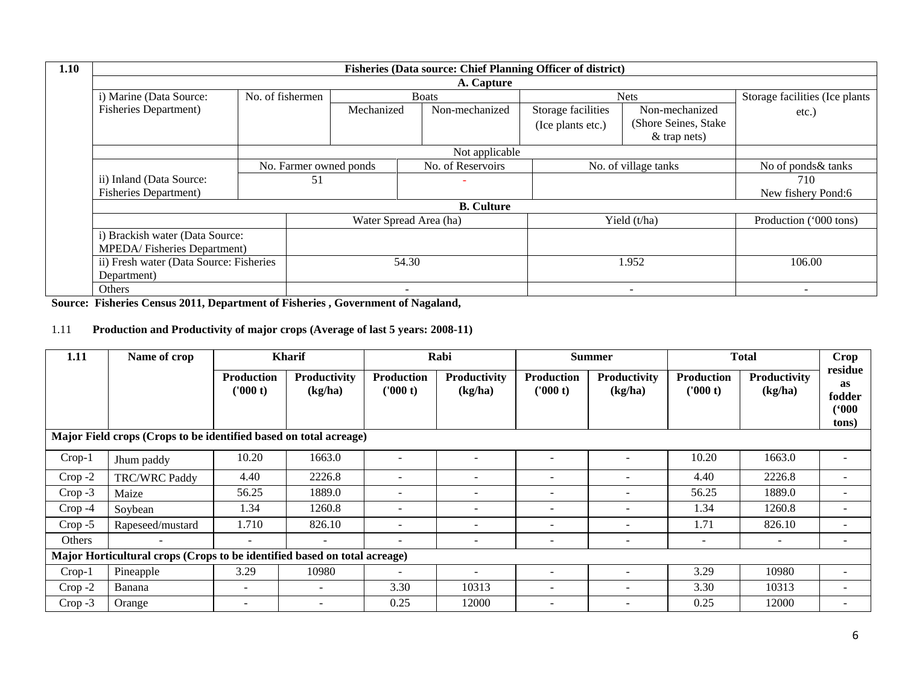| 1.10 | Fisheries (Data source: Chief Planning Officer of district) | | | | | | |
|---|---|---|---|---|---|---|---|
| | A. Capture | | | | | | |
| | i) Marine (Data Source: Fisheries Department) | No. of fishermen | Boats | | Nets | | Storage facilities (Ice plants etc.) |
| | | | Mechanized | Non-mechanized | Storage facilities (Ice plants etc.) | Non-mechanized (Shore Seines, Stake & trap nets) | |
| | | Not applicable | | | | | |
| | | No. Farmer owned ponds | | No. of Reservoirs | No. of village tanks | | No of ponds& tanks |
| | ii) Inland (Data Source: Fisheries Department) | 51 | | - | | | 710 New fishery Pond:6 |
| | B. Culture | | | | | | |
| | | Water Spread Area (ha) | | | Yield (t/ha) | | Production ('000 tons) |
| | i) Brackish water (Data Source: MPEDA/ Fisheries Department) | | | | | | |
| | ii) Fresh water (Data Source: Fisheries Department) | 54.30 | | | 1.952 | | 106.00 |
| | Others | - | | | - | | - |

**Source: Fisheries Census 2011, Department of Fisheries , Government of Nagaland,**

1.11 **Production and Productivity of major crops (Average of last 5 years: 2008-11)**

| 1.11 | Name of crop | Kharif | | Rabi | | Summer | | Total | | Crop residue as fodder ('000 tons) |
|---|---|---|---|---|---|---|---|---|---|---|
| | | Production ('000 t) | Productivity (kg/ha) | Production ('000 t) | Productivity (kg/ha) | Production ('000 t) | Productivity (kg/ha) | Production ('000 t) | Productivity (kg/ha) | |
| **Major Field crops (Crops to be identified based on total acreage)** | | | | | | | | | | |
| Crop-1 | Jhum paddy | 10.20 | 1663.0 | - | - | - | - | 10.20 | 1663.0 | - |
| Crop -2 | TRC/WRC Paddy | 4.40 | 2226.8 | - | - | - | - | 4.40 | 2226.8 | - |
| Crop -3 | Maize | 56.25 | 1889.0 | - | - | - | - | 56.25 | 1889.0 | - |
| Crop -4 | Soybean | 1.34 | 1260.8 | - | - | - | - | 1.34 | 1260.8 | - |
| Crop -5 | Rapeseed/mustard | 1.710 | 826.10 | - | - | - | - | 1.71 | 826.10 | - |
| Others | - | - | - | - | - | - | - | - | - | - |
| **Major Horticultural crops (Crops to be identified based on total acreage)** | | | | | | | | | | |
| Crop-1 | Pineapple | 3.29 | 10980 | - | - | - | - | 3.29 | 10980 | - |
| Crop -2 | Banana | - | - | 3.30 | 10313 | - | - | 3.30 | 10313 | - |
| Crop -3 | Orange | - | - | 0.25 | 12000 | - | - | 0.25 | 12000 | - |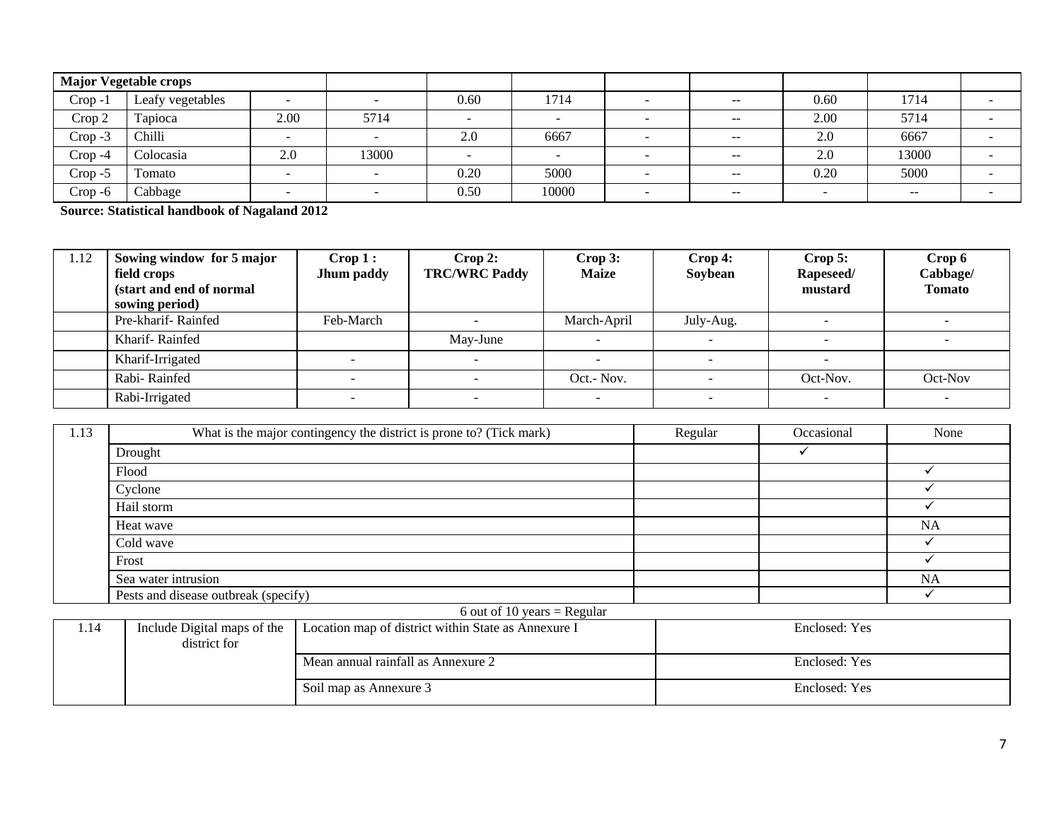| Major Vegetable crops | | | | | | | | | | |
|---|---|---|---|---|---|---|---|---|---|---|
| Crop -1 | Leafy vegetables | - | - | 0.60 | 1714 | - | -- | 0.60 | 1714 | - |
| Crop 2 | Tapioca | 2.00 | 5714 | - | - | - | -- | 2.00 | 5714 | - |
| Crop -3 | Chilli | - | - | 2.0 | 6667 | - | -- | 2.0 | 6667 | - |
| Crop -4 | Colocasia | 2.0 | 13000 | - | - | - | -- | 2.0 | 13000 | - |
| Crop -5 | Tomato | - | - | 0.20 | 5000 | - | -- | 0.20 | 5000 | - |
| Crop -6 | Cabbage | - | - | 0.50 | 10000 | - | -- | - | -- | - |

**Source: Statistical handbook of Nagaland 2012**

| 1.12 | **Sowing window for 5 major field crops (start and end of normal sowing period)** | **Crop 1 : Jhum paddy** | **Crop 2: TRC/WRC Paddy** | **Crop 3: Maize** | **Crop 4: Soybean** | **Crop 5: Rapeseed/ mustard** | **Crop 6 Cabbage/ Tomato** |
|---|---|---|---|---|---|---|---|
| | Pre-kharif- Rainfed | Feb-March | - | March-April | July-Aug. | - | - |
| | Kharif- Rainfed | | May-June | - | - | - | - |
| | Kharif-Irrigated | - | - | - | - | - | |
| | Rabi- Rainfed | - | - | Oct.- Nov. | - | Oct-Nov. | Oct-Nov |
| | Rabi-Irrigated | - | - | - | - | - | - |

| 1.13 | What is the major contingency the district is prone to? (Tick mark) | Regular | Occasional | None |
|---|---|---|---|---|
| | Drought | | ✓ | |
| | Flood | | | ✓ |
| | Cyclone | | | ✓ |
| | Hail storm | | | ✓ |
| | Heat wave | | | NA |
| | Cold wave | | | ✓ |
| | Frost | | | ✓ |
| | Sea water intrusion | | | NA |
| | Pests and disease outbreak (specify) | | | ✓ |

6 out of 10 years = Regular

| 1.14 | Include Digital maps of the district for | Location map of district within State as Annexure I | Enclosed: Yes |
|---|---|---|---|
| | | Mean annual rainfall as Annexure 2 | Enclosed: Yes |
| | | Soil map as Annexure 3 | Enclosed: Yes |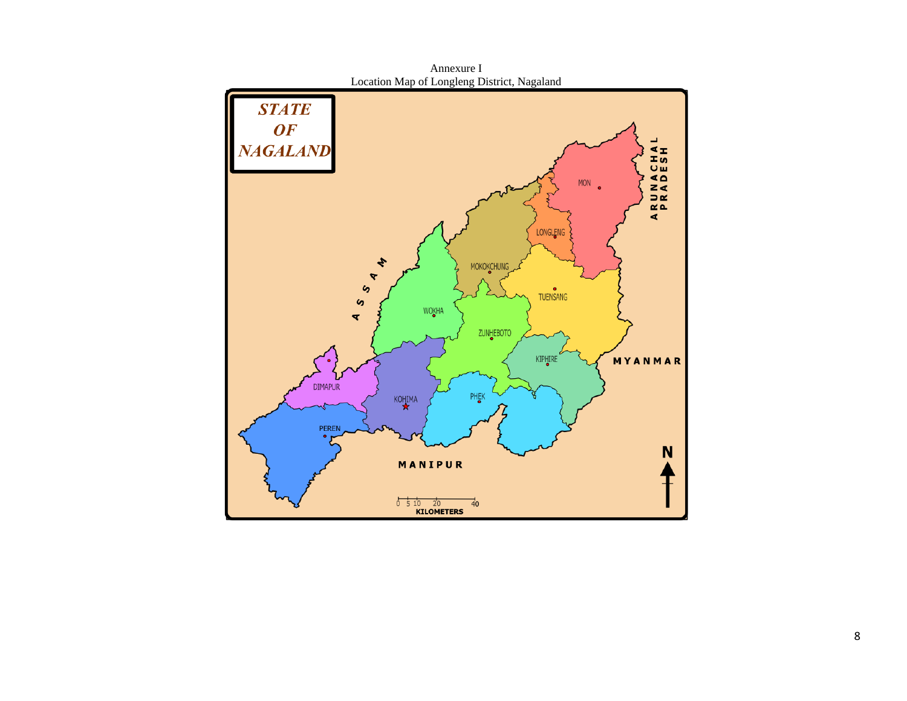Annexure I

Location Map of Longleng District, Nagaland

STATE OF NAGALAND

MON

LONGLENG

MOKOKCHUNG

TUENSANG

WOKHA

ZUNHEBOTO

KIPHIRE

DIMAPUR

KOHIMA

PHEK

PEREN

ASSAM

ARUNACHAL PRADESH

MYANMAR

MANIPUR

0 5 10 20 40
KILOMETERS

N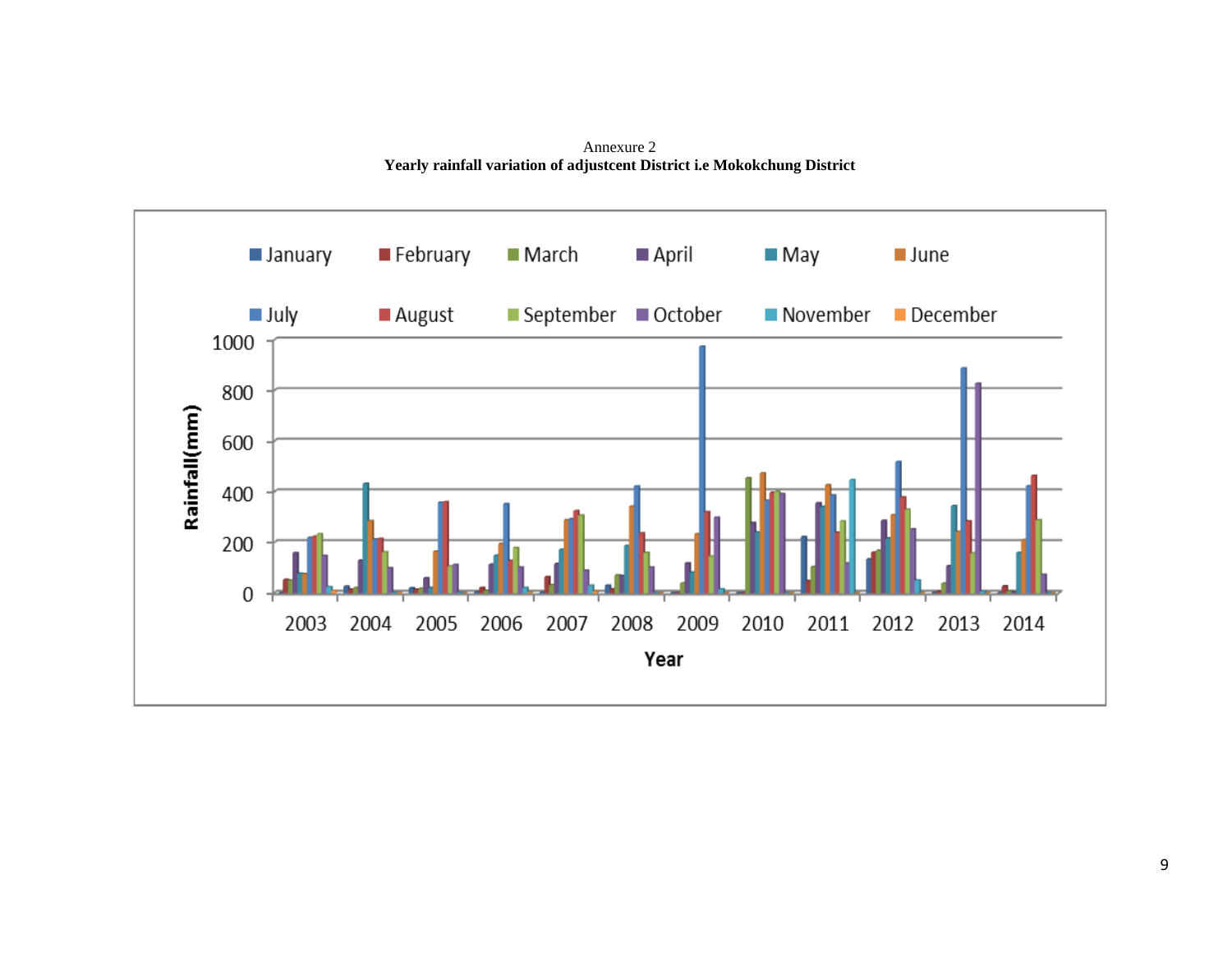Annexure 2

**Yearly rainfall variation of adjustcent District i.e Mokokchung District**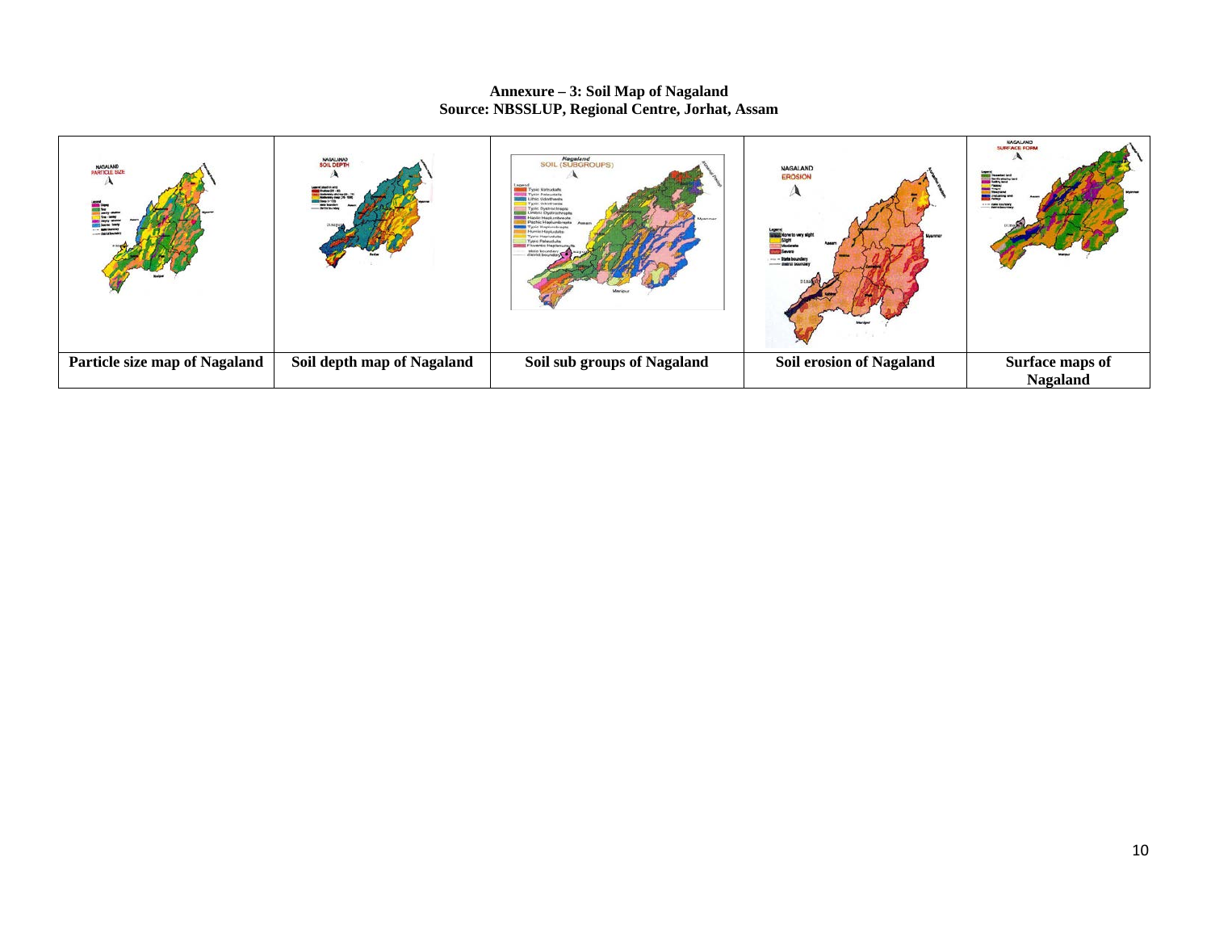**Annexure – 3: Soil Map of Nagaland**
**Source: NBSSLUP, Regional Centre, Jorhat, Assam**

| | | | | |
|---|---|---|---|---|
| Particle size map of Nagaland | Soil depth map of Nagaland | Soil sub groups of Nagaland | Soil erosion of Nagaland | Surface maps of Nagaland |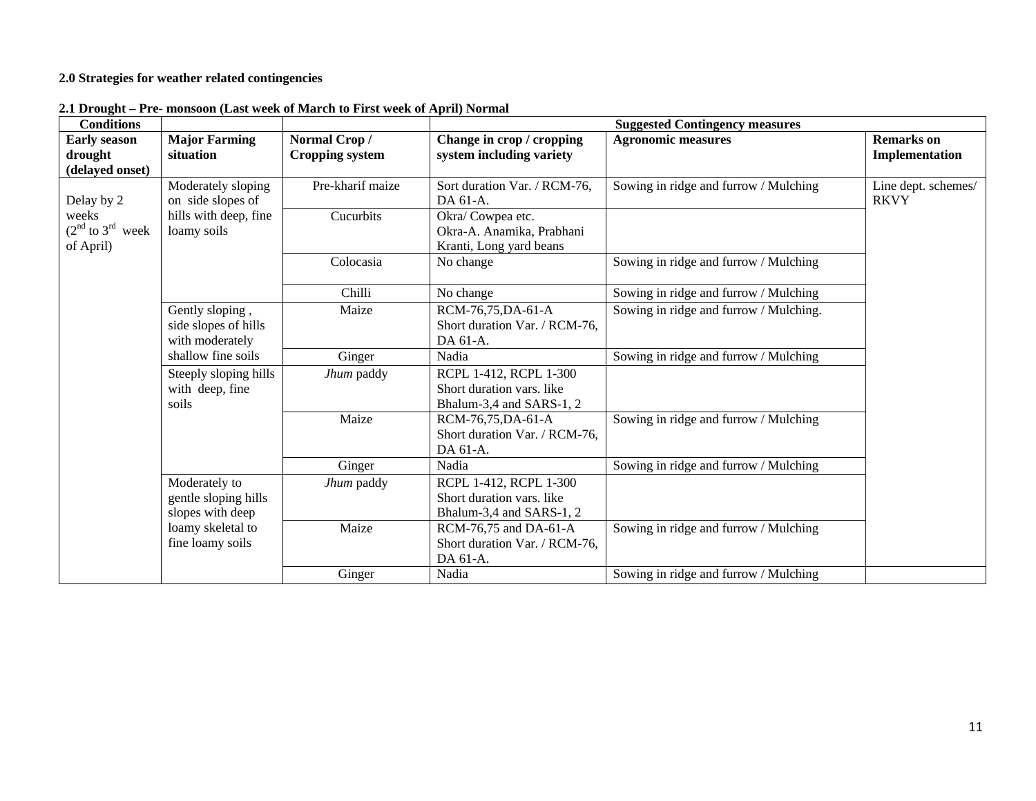**2.0 Strategies for weather related contingencies**

**2.1 Drought – Pre- monsoon (Last week of March to First week of April) Normal**

| Conditions | | | Suggested Contingency measures | | |
|---|---|---|---|---|---|
| **Early season drought (delayed onset)** | **Major Farming situation** | **Normal Crop / Cropping system** | **Change in crop / cropping system including variety** | **Agronomic measures** | **Remarks on Implementation** |
| Delay by 2 weeks ($2^{nd}$ to $3^{rd}$ week of April) | Moderately sloping on side slopes of hills with deep, fine loamy soils | Pre-kharif maize | Sort duration Var. / RCM-76, DA 61-A. | Sowing in ridge and furrow / Mulching | Line dept. schemes/ RKVY |
| | | Cucurbits | Okra/ Cowpea etc. Okra-A. Anamika, Prabhani Kranti, Long yard beans | | |
| | | Colocasia | No change | Sowing in ridge and furrow / Mulching | |
| | | Chilli | No change | Sowing in ridge and furrow / Mulching | |
| | Gently sloping , side slopes of hills with moderately shallow fine soils | Maize | RCM-76,75,DA-61-A Short duration Var. / RCM-76, DA 61-A. | Sowing in ridge and furrow / Mulching. | |
| | | Ginger | Nadia | Sowing in ridge and furrow / Mulching | |
| | Steeply sloping hills with deep, fine soils | *Jhum* paddy | RCPL 1-412, RCPL 1-300 Short duration vars. like Bhalum-3,4 and SARS-1, 2 | | |
| | | Maize | RCM-76,75,DA-61-A Short duration Var. / RCM-76, DA 61-A. | Sowing in ridge and furrow / Mulching | |
| | | Ginger | Nadia | Sowing in ridge and furrow / Mulching | |
| | Moderately to gentle sloping hills slopes with deep loamy skeletal to fine loamy soils | *Jhum* paddy | RCPL 1-412, RCPL 1-300 Short duration vars. like Bhalum-3,4 and SARS-1, 2 | | |
| | | Maize | RCM-76,75 and DA-61-A Short duration Var. / RCM-76, DA 61-A. | Sowing in ridge and furrow / Mulching | |
| | | Ginger | Nadia | Sowing in ridge and furrow / Mulching | |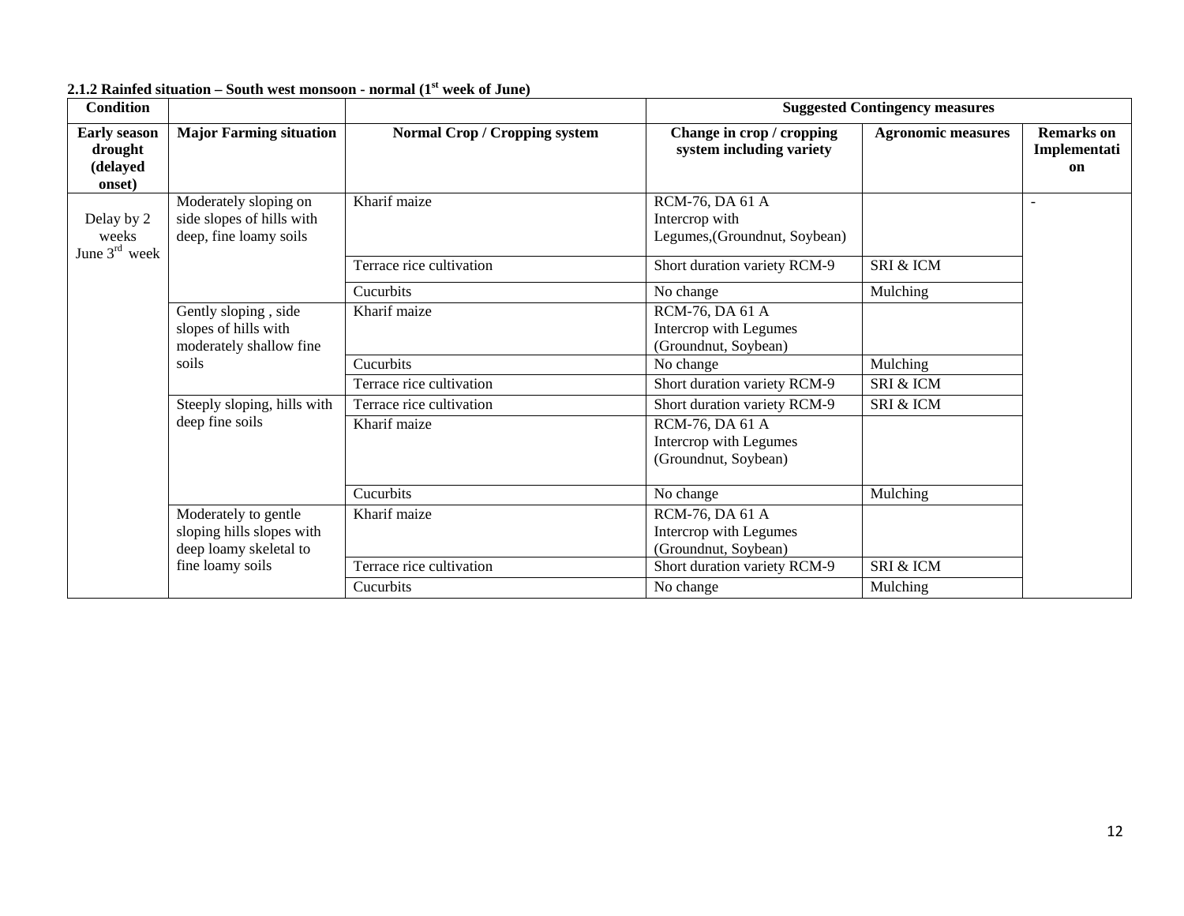**2.1.2 Rainfed situation – South west monsoon - normal (1st week of June)**

| Condition | | | Suggested Contingency measures | | |
|---|---|---|---|---|---|
| **Early season drought (delayed onset)** | **Major Farming situation** | **Normal Crop / Cropping system** | **Change in crop / cropping system including variety** | **Agronomic measures** | **Remarks on Implementation** |
| Delay by 2 weeks June 3rd week | Moderately sloping on side slopes of hills with deep, fine loamy soils | Kharif maize | RCM-76, DA 61 A Intercrop with Legumes,(Groundnut, Soybean) | | - |
| | | Terrace rice cultivation | Short duration variety RCM-9 | SRI & ICM | |
| | | Cucurbits | No change | Mulching | |
| | Gently sloping , side slopes of hills with moderately shallow fine soils | Kharif maize | RCM-76, DA 61 A Intercrop with Legumes (Groundnut, Soybean) | | |
| | | Cucurbits | No change | Mulching | |
| | | Terrace rice cultivation | Short duration variety RCM-9 | SRI & ICM | |
| | Steeply sloping, hills with deep fine soils | Terrace rice cultivation | Short duration variety RCM-9 | SRI & ICM | |
| | | Kharif maize | RCM-76, DA 61 A Intercrop with Legumes (Groundnut, Soybean) | | |
| | | Cucurbits | No change | Mulching | |
| | Moderately to gentle sloping hills slopes with deep loamy skeletal to fine loamy soils | Kharif maize | RCM-76, DA 61 A Intercrop with Legumes (Groundnut, Soybean) | | |
| | | Terrace rice cultivation | Short duration variety RCM-9 | SRI & ICM | |
| | | Cucurbits | No change | Mulching | |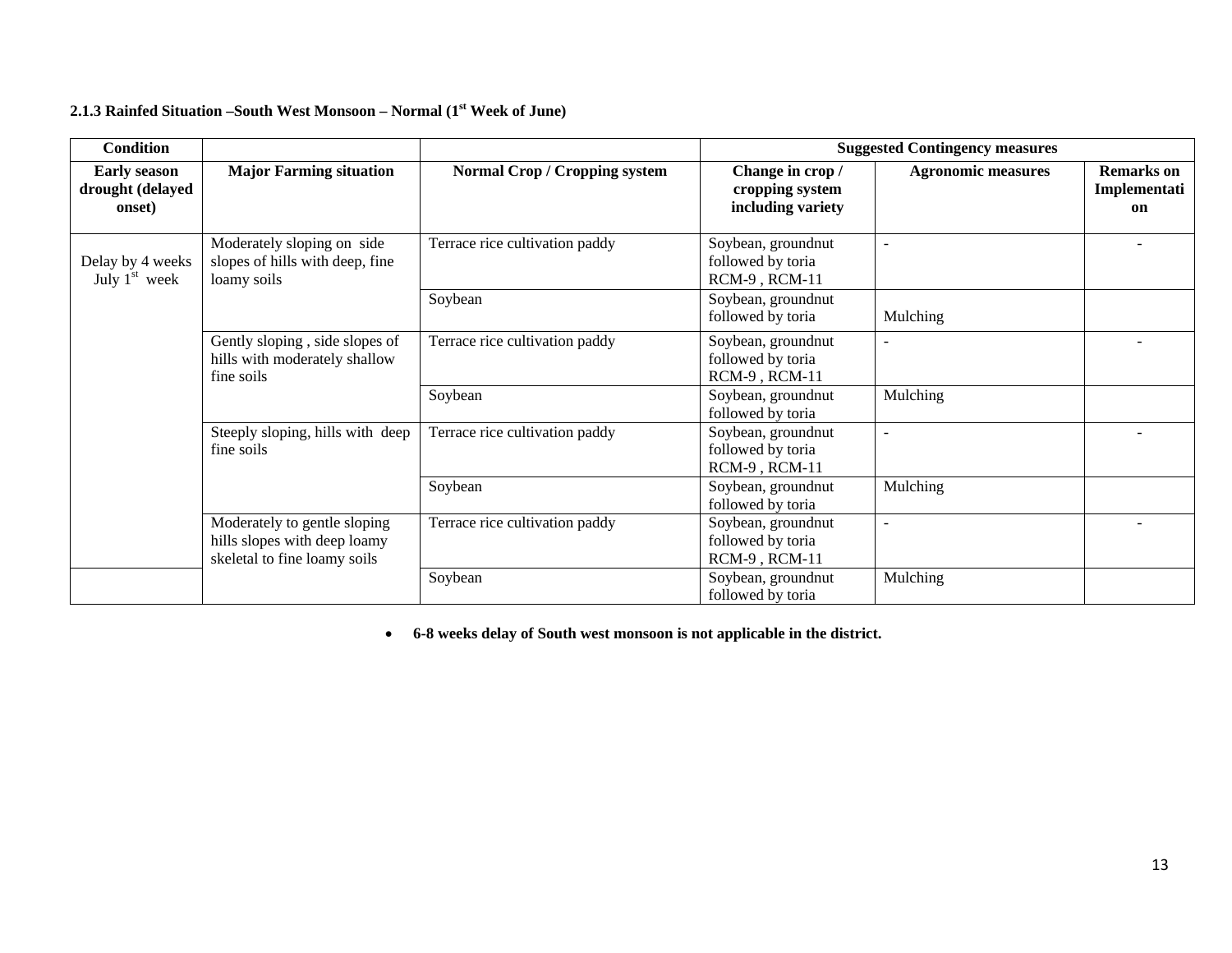### 2.1.3 Rainfed Situation –South West Monsoon – Normal (1st Week of June)

| Condition | | | Suggested Contingency measures | | |
|---|---|---|---|---|---|
| **Early season drought (delayed onset)** | **Major Farming situation** | **Normal Crop / Cropping system** | **Change in crop / cropping system including variety** | **Agronomic measures** | **Remarks on Implementation** |
| Delay by 4 weeks July 1st week | Moderately sloping on side slopes of hills with deep, fine loamy soils | Terrace rice cultivation paddy | Soybean, groundnut followed by toria RCM-9 , RCM-11 | - | - |
| | | Soybean | Soybean, groundnut followed by toria | Mulching | |
| | Gently sloping , side slopes of hills with moderately shallow fine soils | Terrace rice cultivation paddy | Soybean, groundnut followed by toria RCM-9 , RCM-11 | - | - |
| | | Soybean | Soybean, groundnut followed by toria | Mulching | |
| | Steeply sloping, hills with deep fine soils | Terrace rice cultivation paddy | Soybean, groundnut followed by toria RCM-9 , RCM-11 | - | - |
| | | Soybean | Soybean, groundnut followed by toria | Mulching | |
| | Moderately to gentle sloping hills slopes with deep loamy skeletal to fine loamy soils | Terrace rice cultivation paddy | Soybean, groundnut followed by toria RCM-9 , RCM-11 | - | - |
| | | Soybean | Soybean, groundnut followed by toria | Mulching | |

- **6-8 weeks delay of South west monsoon is not applicable in the district.**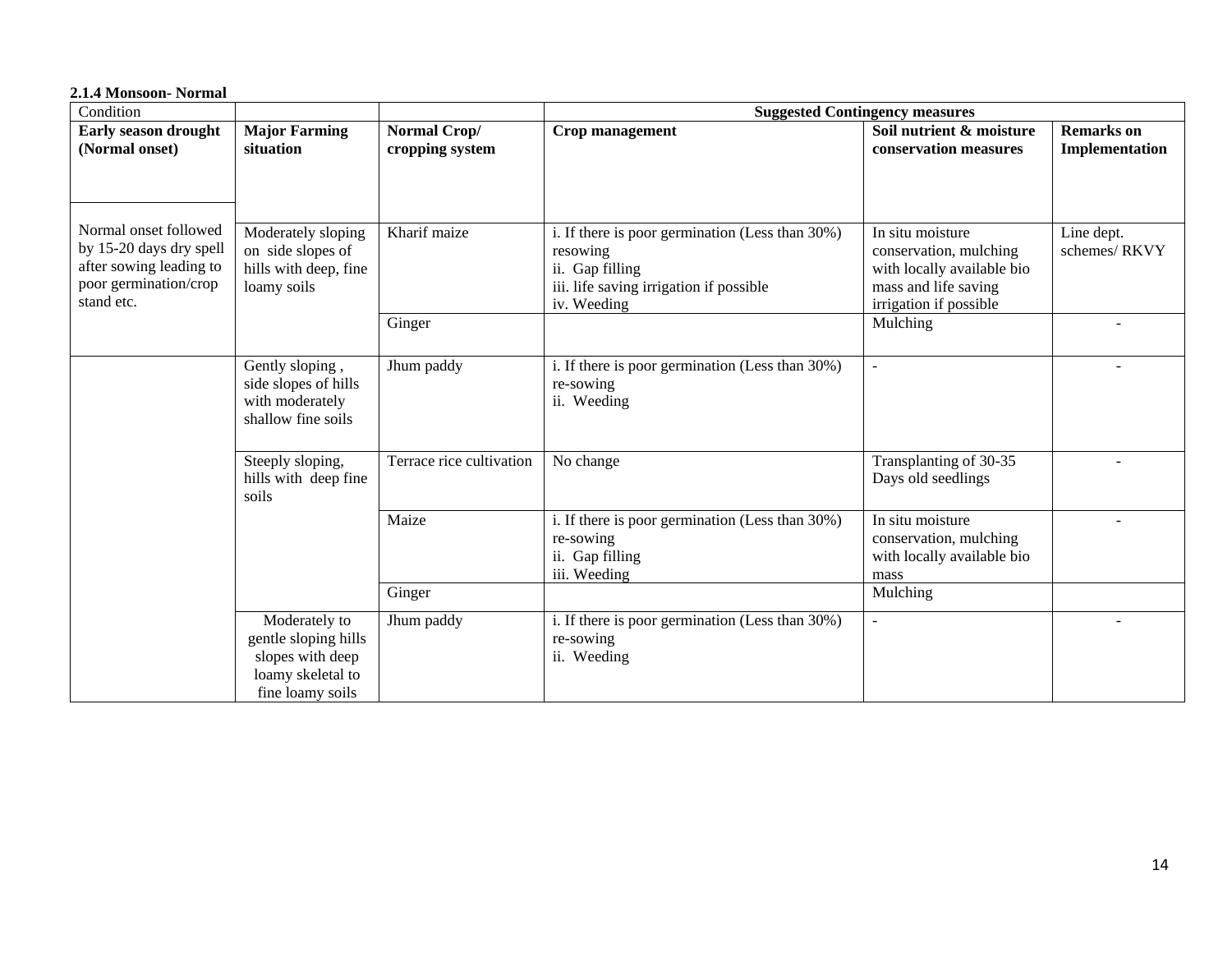**2.1.4 Monsoon- Normal**

| Condition | | | Suggested Contingency measures | | |
|---|---|---|---|---|---|
| **Early season drought (Normal onset)** | **Major Farming situation** | **Normal Crop/ cropping system** | **Crop management** | **Soil nutrient & moisture conservation measures** | **Remarks on Implementation** |
| Normal onset followed by 15-20 days dry spell after sowing leading to poor germination/crop stand etc. | Moderately sloping on side slopes of hills with deep, fine loamy soils | Kharif maize | i. If there is poor germination (Less than 30%) resowing<br>ii. Gap filling<br>iii. life saving irrigation if possible<br>iv. Weeding | In situ moisture conservation, mulching with locally available bio mass and life saving irrigation if possible | Line dept. schemes/ RKVY |
| | | Ginger | | Mulching | - |
| | Gently sloping , side slopes of hills with moderately shallow fine soils | Jhum paddy | i. If there is poor germination (Less than 30%) re-sowing<br>ii. Weeding | - | - |
| | Steeply sloping, hills with deep fine soils | Terrace rice cultivation | No change | Transplanting of 30-35 Days old seedlings | - |
| | | Maize | i. If there is poor germination (Less than 30%) re-sowing<br>ii. Gap filling<br>iii. Weeding | In situ moisture conservation, mulching with locally available bio mass | - |
| | | Ginger | | Mulching | |
| | Moderately to gentle sloping hills slopes with deep loamy skeletal to fine loamy soils | Jhum paddy | i. If there is poor germination (Less than 30%) re-sowing<br>ii. Weeding | - | - |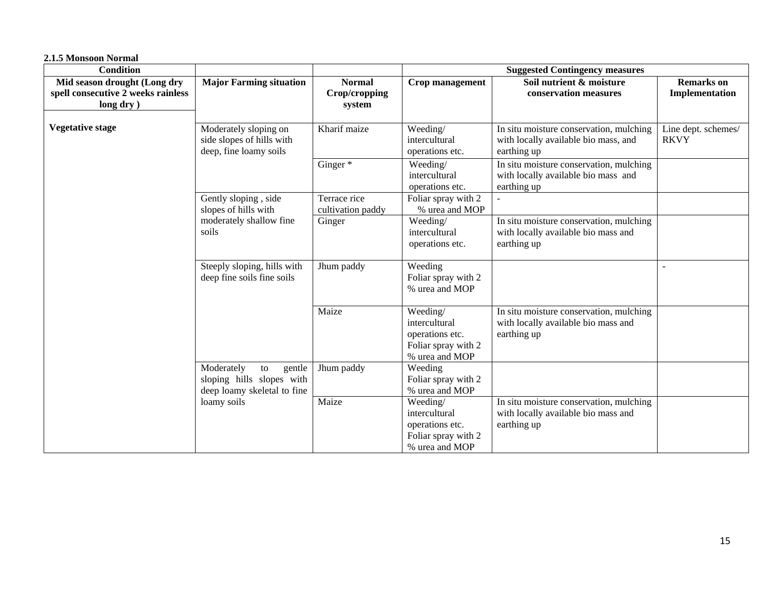**2.1.5 Monsoon Normal**

| Condition | | | Suggested Contingency measures | | |
|---|---|---|---|---|---|
| Mid season drought (Long dry spell consecutive 2 weeks rainless long dry ) | Major Farming situation | Normal Crop/cropping system | Crop management | Soil nutrient & moisture conservation measures | Remarks on Implementation |
| Vegetative stage | Moderately sloping on side slopes of hills with deep, fine loamy soils | Kharif maize | Weeding/ intercultural operations etc. | In situ moisture conservation, mulching with locally available bio mass, and earthing up | Line dept. schemes/ RKVY |
| | | Ginger * | Weeding/ intercultural operations etc. | In situ moisture conservation, mulching with locally available bio mass and earthing up | |
| | Gently sloping , side slopes of hills with moderately shallow fine soils | Terrace rice cultivation paddy | Foliar spray with 2 % urea and MOP | - | |
| | | Ginger | Weeding/ intercultural operations etc. | In situ moisture conservation, mulching with locally available bio mass and earthing up | |
| | Steeply sloping, hills with deep fine soils fine soils | Jhum paddy | Weeding Foliar spray with 2 % urea and MOP | | - |
| | | Maize | Weeding/ intercultural operations etc. Foliar spray with 2 % urea and MOP | In situ moisture conservation, mulching with locally available bio mass and earthing up | |
| | Moderately to gentle sloping hills slopes with deep loamy skeletal to fine loamy soils | Jhum paddy | Weeding Foliar spray with 2 % urea and MOP | | |
| | | Maize | Weeding/ intercultural operations etc. Foliar spray with 2 % urea and MOP | In situ moisture conservation, mulching with locally available bio mass and earthing up | |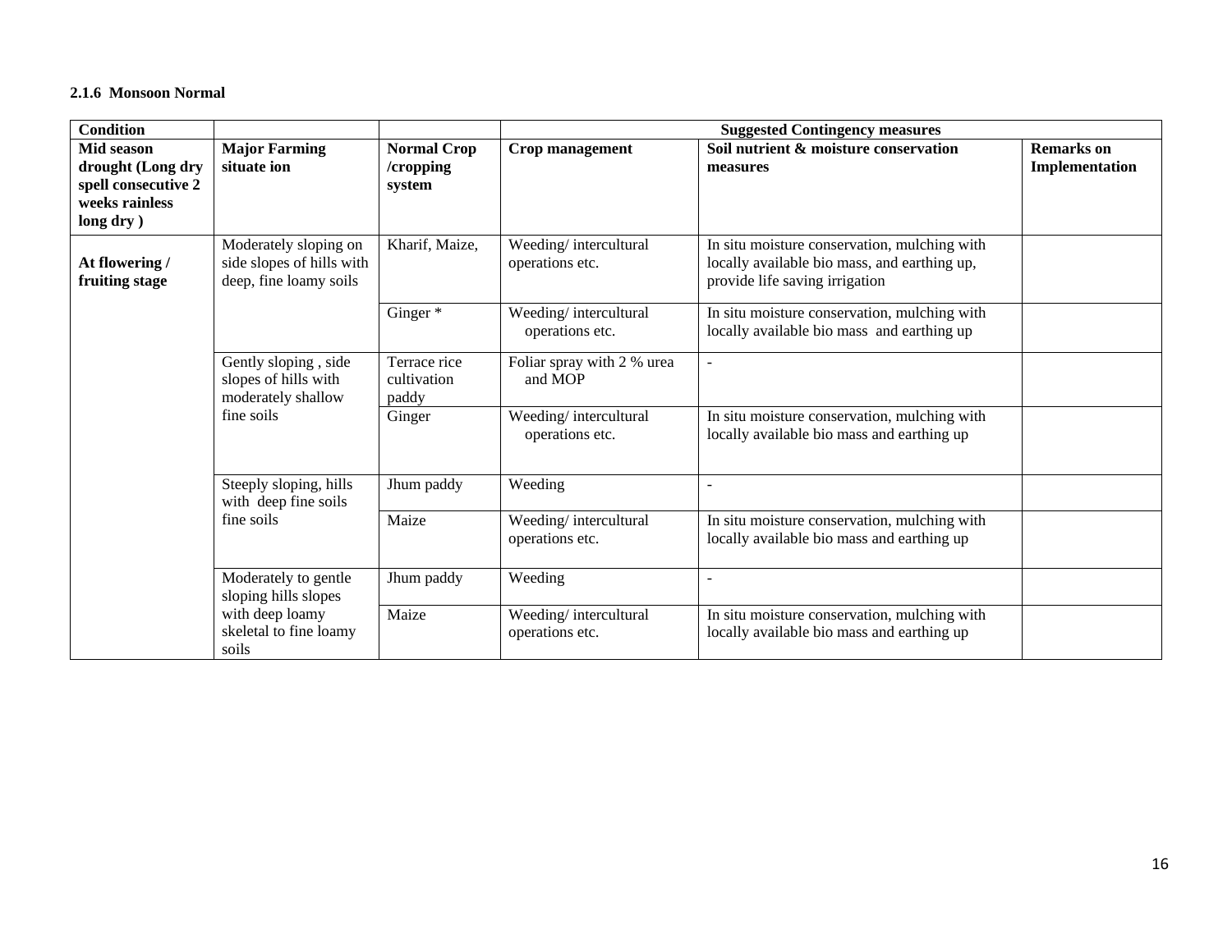### 2.1.6 Monsoon Normal

| Condition | | | Suggested Contingency measures | | |
|---|---|---|---|---|---|
| **Mid season drought (Long dry spell consecutive 2 weeks rainless long dry )** | **Major Farming situate ion** | **Normal Crop /cropping system** | **Crop management** | **Soil nutrient & moisture conservation measures** | **Remarks on Implementation** |
| **At flowering / fruiting stage** | Moderately sloping on side slopes of hills with deep, fine loamy soils | Kharif, Maize, | Weeding/ intercultural operations etc. | In situ moisture conservation, mulching with locally available bio mass, and earthing up, provide life saving irrigation | |
| | | Ginger * | Weeding/ intercultural operations etc. | In situ moisture conservation, mulching with locally available bio mass and earthing up | |
| | Gently sloping , side slopes of hills with moderately shallow fine soils | Terrace rice cultivation paddy | Foliar spray with 2 % urea and MOP | - | |
| | | Ginger | Weeding/ intercultural operations etc. | In situ moisture conservation, mulching with locally available bio mass and earthing up | |
| | Steeply sloping, hills with deep fine soils fine soils | Jhum paddy | Weeding | - | |
| | | Maize | Weeding/ intercultural operations etc. | In situ moisture conservation, mulching with locally available bio mass and earthing up | |
| | Moderately to gentle sloping hills slopes with deep loamy skeletal to fine loamy soils | Jhum paddy | Weeding | - | |
| | | Maize | Weeding/ intercultural operations etc. | In situ moisture conservation, mulching with locally available bio mass and earthing up | |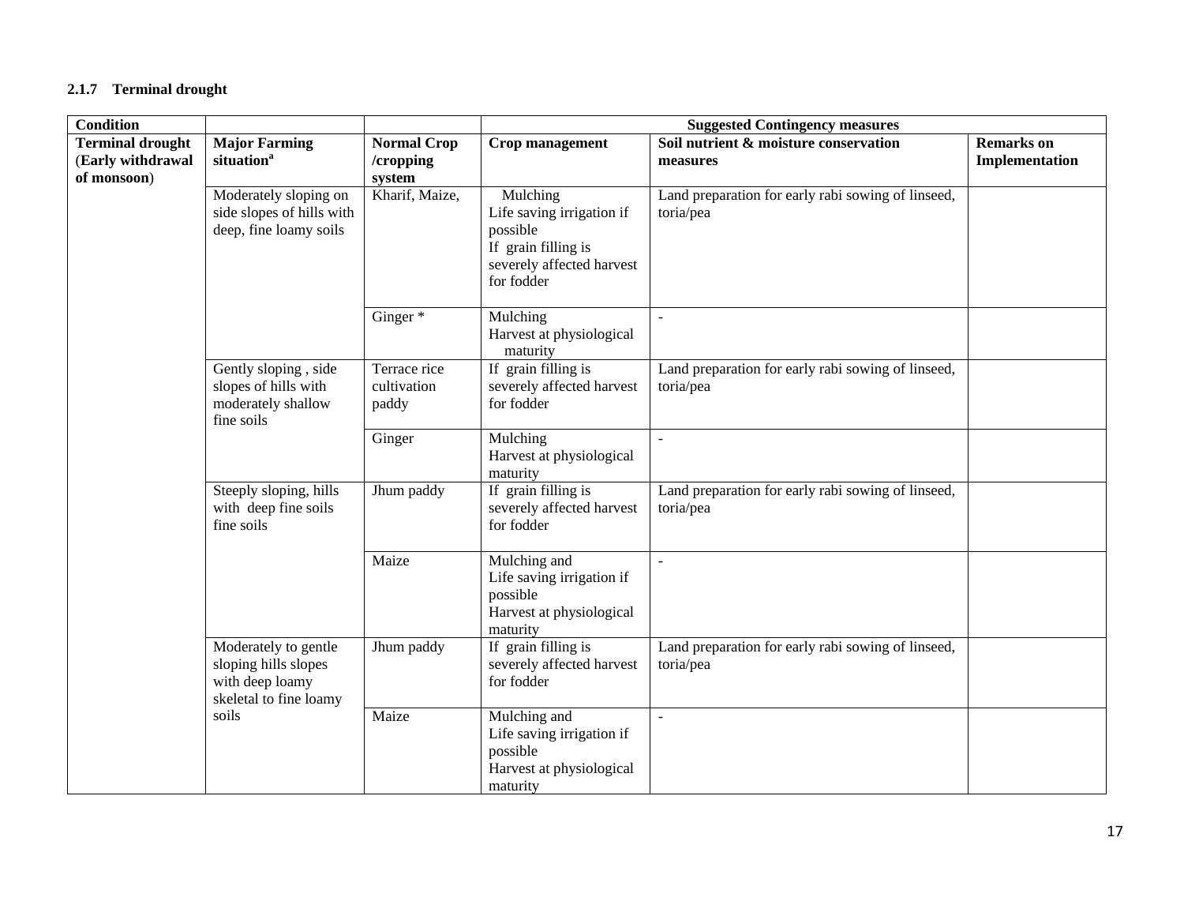### 2.1.7 Terminal drought

| Condition | | | Suggested Contingency measures | | |
|---|---|---|---|---|---|
| **Terminal drought (Early withdrawal of monsoon)** | **Major Farming situation[a]** | **Normal Crop /cropping system** | **Crop management** | **Soil nutrient & moisture conservation measures** | **Remarks on Implementation** |
| | Moderately sloping on side slopes of hills with deep, fine loamy soils | Kharif, Maize, | Mulching<br>Life saving irrigation if possible<br>If grain filling is severely affected harvest for fodder | Land preparation for early rabi sowing of linseed, toria/pea | |
| | | Ginger * | Mulching<br>Harvest at physiological maturity | - | |
| | Gently sloping , side slopes of hills with moderately shallow fine soils | Terrace rice cultivation paddy | If grain filling is severely affected harvest for fodder | Land preparation for early rabi sowing of linseed, toria/pea | |
| | | Ginger | Mulching<br>Harvest at physiological maturity | - | |
| | Steeply sloping, hills with deep fine soils fine soils | Jhum paddy | If grain filling is severely affected harvest for fodder | Land preparation for early rabi sowing of linseed, toria/pea | |
| | | Maize | Mulching and<br>Life saving irrigation if possible<br>Harvest at physiological maturity | - | |
| | Moderately to gentle sloping hills slopes with deep loamy skeletal to fine loamy soils | Jhum paddy | If grain filling is severely affected harvest for fodder | Land preparation for early rabi sowing of linseed, toria/pea | |
| | | Maize | Mulching and<br>Life saving irrigation if possible<br>Harvest at physiological maturity | - | |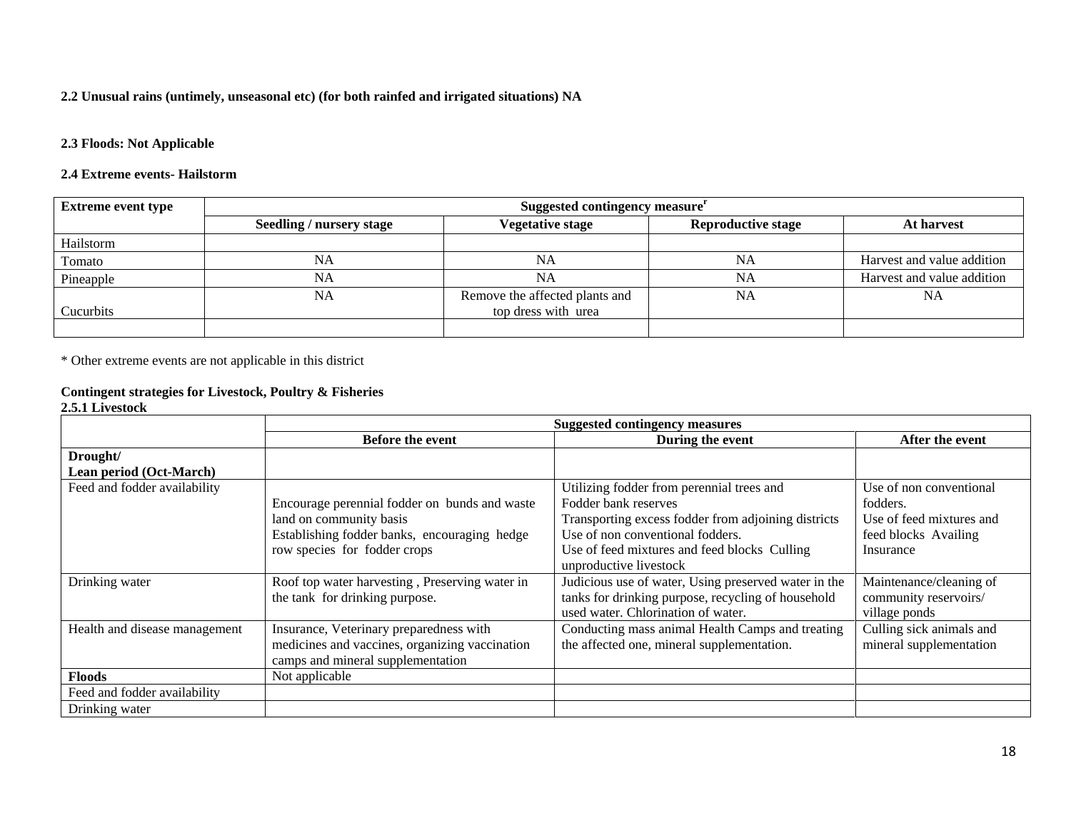**2.2 Unusual rains (untimely, unseasonal etc) (for both rainfed and irrigated situations) NA**

**2.3 Floods: Not Applicable**

**2.4 Extreme events- Hailstorm**

| Extreme event type | Suggested contingency measure[r] | | | |
|---|---|---|---|---|
| | Seedling / nursery stage | Vegetative stage | Reproductive stage | At harvest |
| Hailstorm | | | | |
| Tomato | NA | NA | NA | Harvest and value addition |
| Pineapple | NA | NA | NA | Harvest and value addition |
| Cucurbits | NA | Remove the affected plants and top dress with urea | NA | NA |
| | | | | |

* Other extreme events are not applicable in this district

**Contingent strategies for Livestock, Poultry & Fisheries**

**2.5.1 Livestock**

| | Suggested contingency measures | | |
|---|---|---|---|
| | Before the event | During the event | After the event |
| **Drought/ Lean period (Oct-March)** | | | |
| Feed and fodder availability | Encourage perennial fodder on bunds and waste land on community basis<br>Establishing fodder banks, encouraging hedge row species for fodder crops | Utilizing fodder from perennial trees and Fodder bank reserves<br>Transporting excess fodder from adjoining districts<br>Use of non conventional fodders.<br>Use of feed mixtures and feed blocks Culling unproductive livestock | Use of non conventional fodders.<br>Use of feed mixtures and feed blocks Availing Insurance |
| Drinking water | Roof top water harvesting , Preserving water in the tank for drinking purpose. | Judicious use of water, Using preserved water in the tanks for drinking purpose, recycling of household used water. Chlorination of water. | Maintenance/cleaning of community reservoirs/ village ponds |
| Health and disease management | Insurance, Veterinary preparedness with medicines and vaccines, organizing vaccination camps and mineral supplementation | Conducting mass animal Health Camps and treating the affected one, mineral supplementation. | Culling sick animals and mineral supplementation |
| **Floods** | Not applicable | | |
| Feed and fodder availability | | | |
| Drinking water | | | |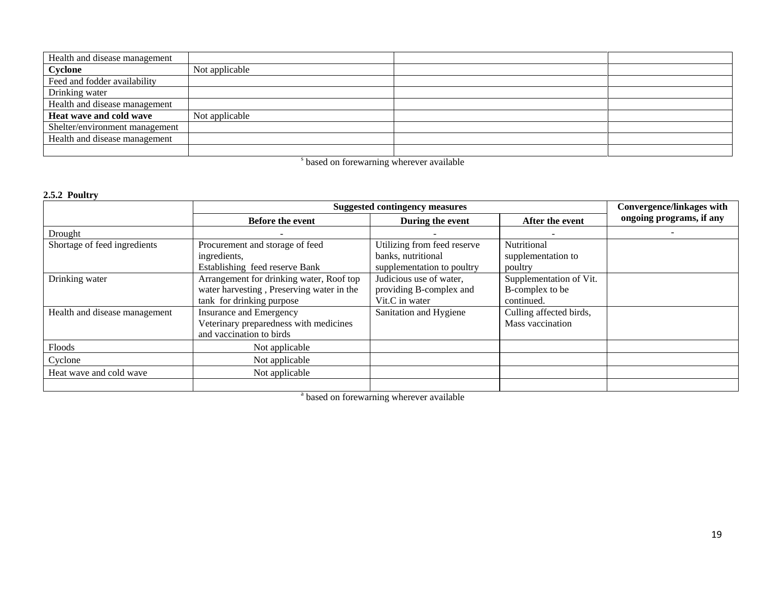| Health and disease management | | | |
|---|---|---|---|
| **Cyclone** | Not applicable | | |
| Feed and fodder availability | | | |
| Drinking water | | | |
| Health and disease management | | | |
| **Heat wave and cold wave** | Not applicable | | |
| Shelter/environment management | | | |
| Health and disease management | | | |
| | | | |

[s] based on forewarning wherever available

**2.5.2 Poultry**

| | Suggested contingency measures | | | Convergence/linkages with ongoing programs, if any |
|---|---|---|---|---|
| | Before the event | During the event | After the event | |
| Drought | - | - | - | - |
| Shortage of feed ingredients | Procurement and storage of feed ingredients, Establishing feed reserve Bank | Utilizing from feed reserve banks, nutritional supplementation to poultry | Nutritional supplementation to poultry | |
| Drinking water | Arrangement for drinking water, Roof top water harvesting , Preserving water in the tank for drinking purpose | Judicious use of water, providing B-complex and Vit.C in water | Supplementation of Vit. B-complex to be continued. | |
| Health and disease management | Insurance and Emergency Veterinary preparedness with medicines and vaccination to birds | Sanitation and Hygiene | Culling affected birds, Mass vaccination | |
| Floods | Not applicable | | | |
| Cyclone | Not applicable | | | |
| Heat wave and cold wave | Not applicable | | | |
| | | | | |

[a] based on forewarning wherever available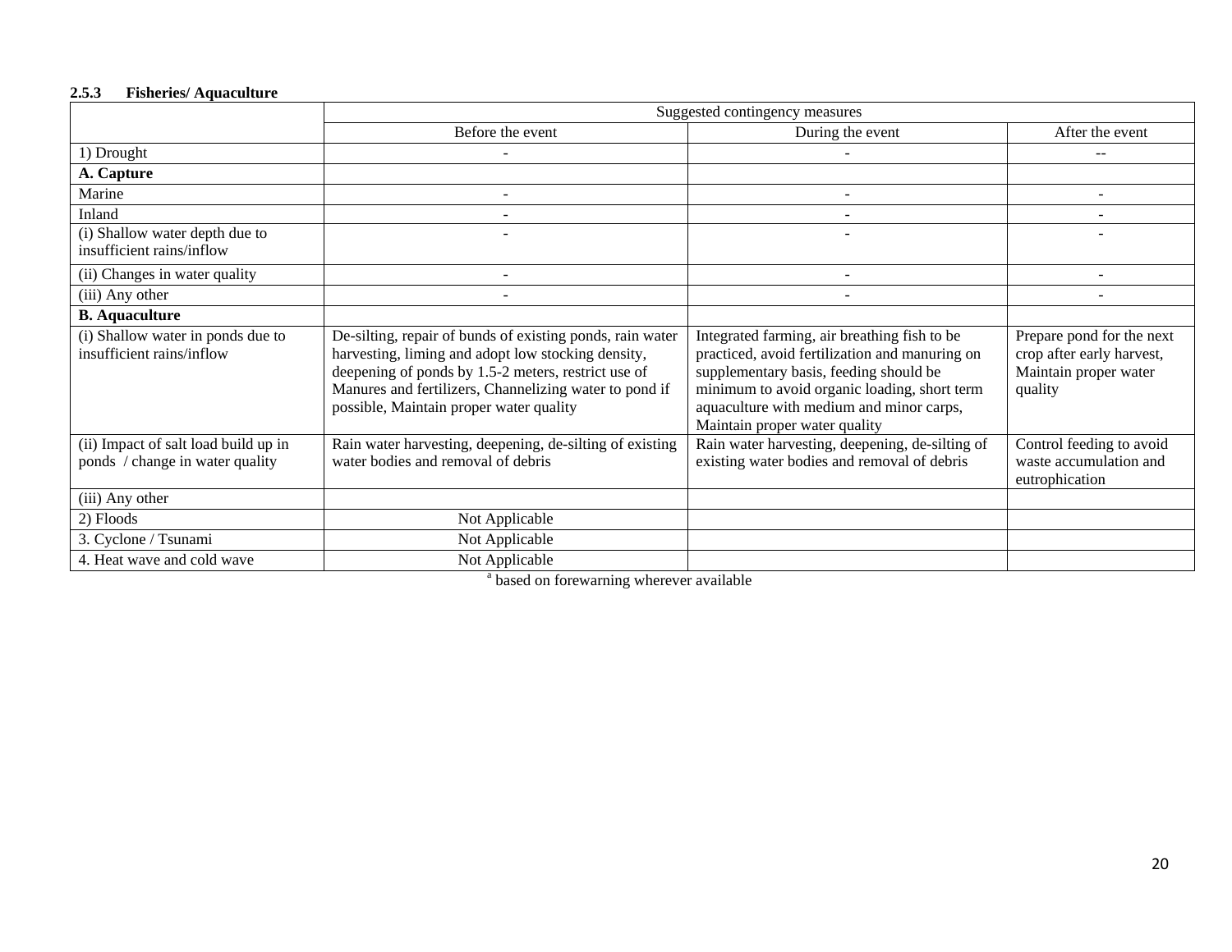#### 2.5.3 Fisheries/ Aquaculture

| | Suggested contingency measures | | |
|---|---|---|---|
| | Before the event | During the event | After the event |
| 1) Drought | - | - | -- |
| **A. Capture** | | | |
| Marine | - | - | - |
| Inland | - | - | - |
| (i) Shallow water depth due to insufficient rains/inflow | - | - | - |
| (ii) Changes in water quality | - | - | - |
| (iii) Any other | - | - | - |
| **B. Aquaculture** | | | |
| (i) Shallow water in ponds due to insufficient rains/inflow | De-silting, repair of bunds of existing ponds, rain water harvesting, liming and adopt low stocking density, deepening of ponds by 1.5-2 meters, restrict use of Manures and fertilizers, Channelizing water to pond if possible, Maintain proper water quality | Integrated farming, air breathing fish to be practiced, avoid fertilization and manuring on supplementary basis, feeding should be minimum to avoid organic loading, short term aquaculture with medium and minor carps, Maintain proper water quality | Prepare pond for the next crop after early harvest, Maintain proper water quality |
| (ii) Impact of salt load build up in ponds / change in water quality | Rain water harvesting, deepening, de-silting of existing water bodies and removal of debris | Rain water harvesting, deepening, de-silting of existing water bodies and removal of debris | Control feeding to avoid waste accumulation and eutrophication |
| (iii) Any other | | | |
| 2) Floods | Not Applicable | | |
| 3. Cyclone / Tsunami | Not Applicable | | |
| 4. Heat wave and cold wave | Not Applicable | | |

[a] based on forewarning wherever available